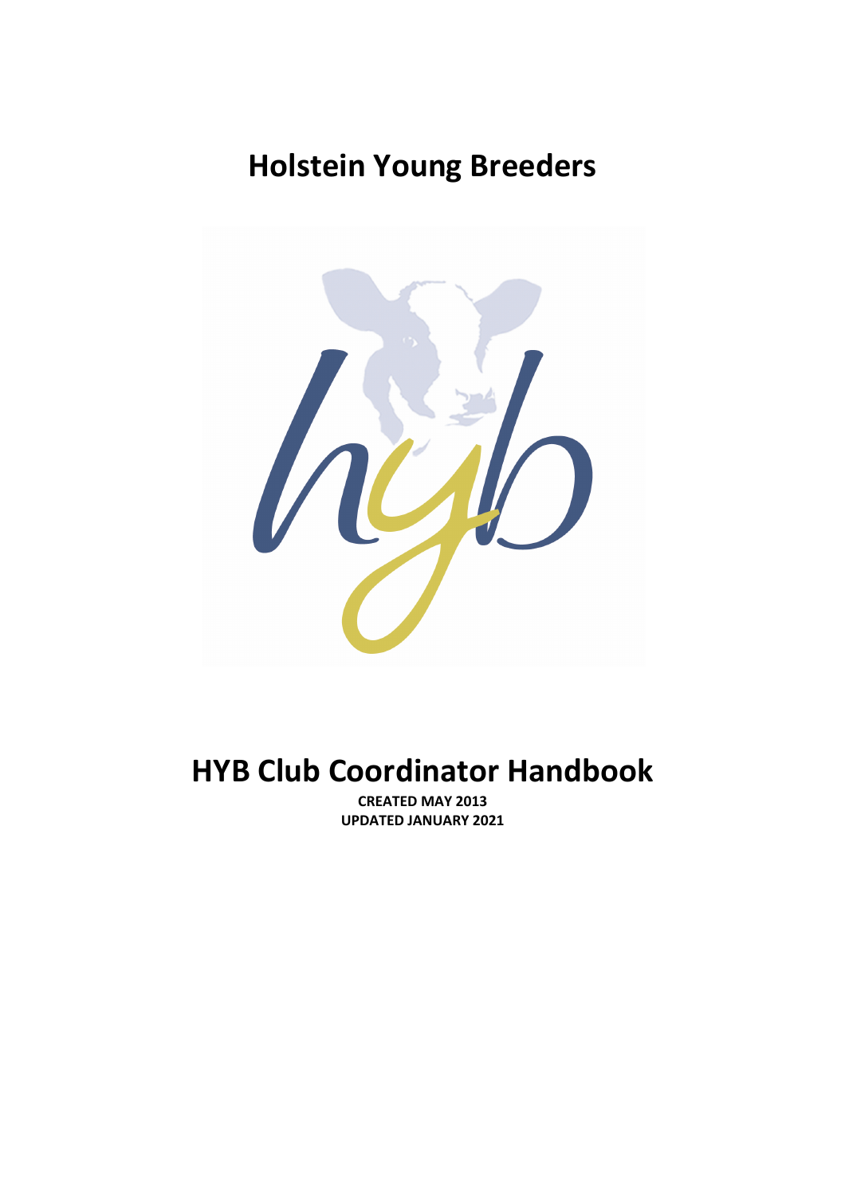# Holstein Young Breeders

# HYB Club Coordinator Handbook

**CREATED MAY 2013**
**UPDATED JANUARY 2021**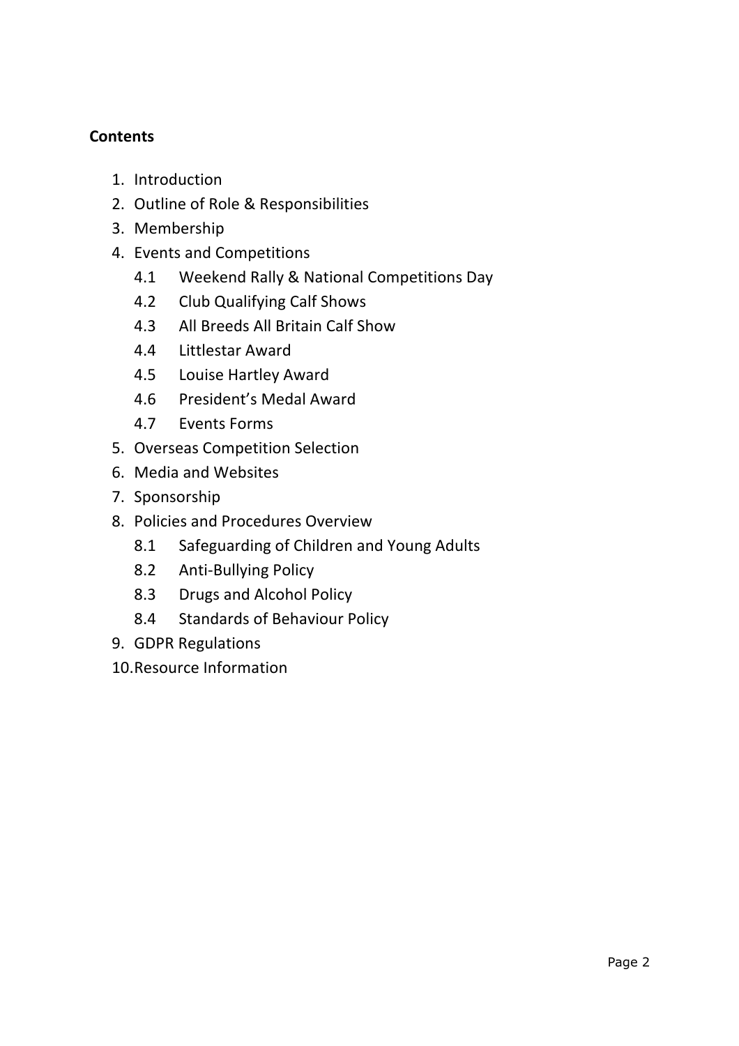**Contents**

1. Introduction
2. Outline of Role & Responsibilities
3. Membership
4. Events and Competitions
   - 4.1 Weekend Rally & National Competitions Day
   - 4.2 Club Qualifying Calf Shows
   - 4.3 All Breeds All Britain Calf Show
   - 4.4 Littlestar Award
   - 4.5 Louise Hartley Award
   - 4.6 President's Medal Award
   - 4.7 Events Forms
5. Overseas Competition Selection
6. Media and Websites
7. Sponsorship
8. Policies and Procedures Overview
   - 8.1 Safeguarding of Children and Young Adults
   - 8.2 Anti-Bullying Policy
   - 8.3 Drugs and Alcohol Policy
   - 8.4 Standards of Behaviour Policy
9. GDPR Regulations
10. Resource Information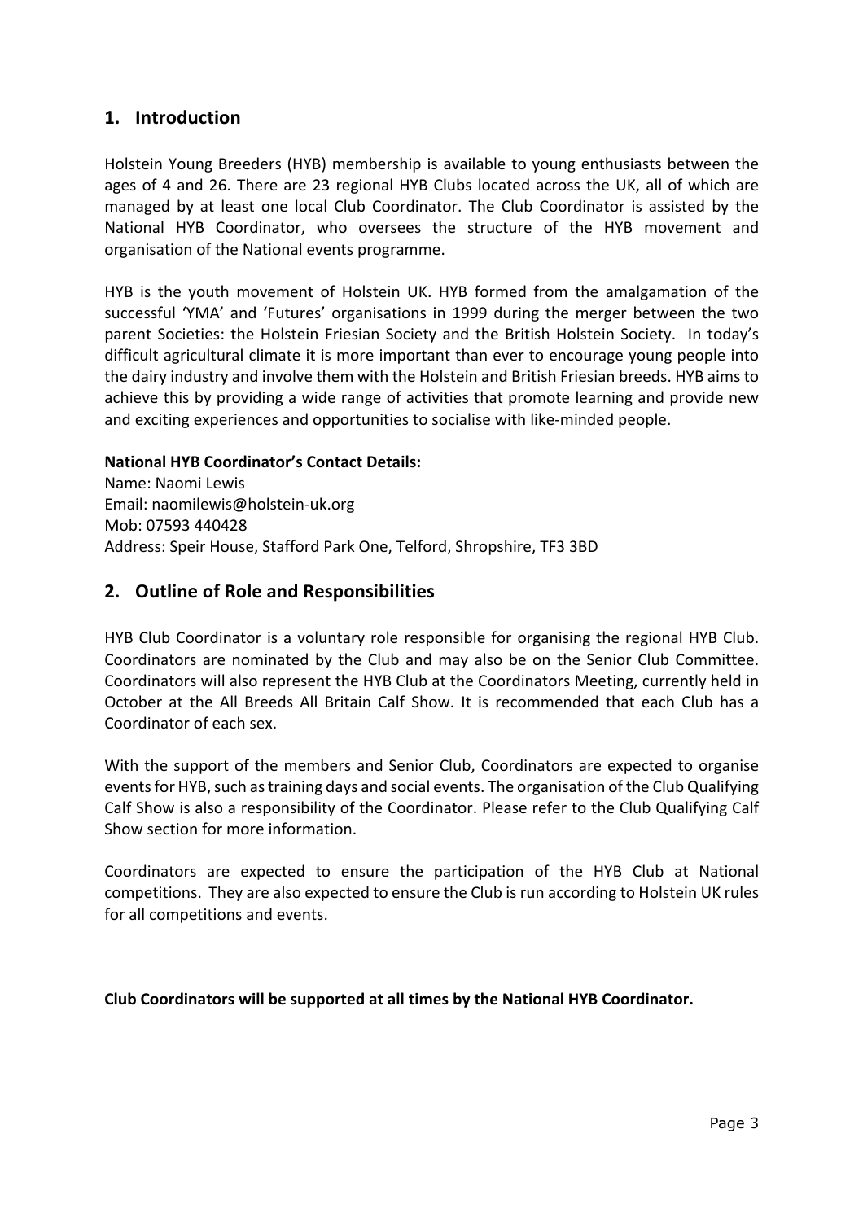## 1. Introduction

Holstein Young Breeders (HYB) membership is available to young enthusiasts between the ages of 4 and 26. There are 23 regional HYB Clubs located across the UK, all of which are managed by at least one local Club Coordinator. The Club Coordinator is assisted by the National HYB Coordinator, who oversees the structure of the HYB movement and organisation of the National events programme.

HYB is the youth movement of Holstein UK. HYB formed from the amalgamation of the successful 'YMA' and 'Futures' organisations in 1999 during the merger between the two parent Societies: the Holstein Friesian Society and the British Holstein Society. In today's difficult agricultural climate it is more important than ever to encourage young people into the dairy industry and involve them with the Holstein and British Friesian breeds. HYB aims to achieve this by providing a wide range of activities that promote learning and provide new and exciting experiences and opportunities to socialise with like-minded people.

**National HYB Coordinator's Contact Details:**
Name: Naomi Lewis
Email: naomilewis@holstein-uk.org
Mob: 07593 440428
Address: Speir House, Stafford Park One, Telford, Shropshire, TF3 3BD

## 2. Outline of Role and Responsibilities

HYB Club Coordinator is a voluntary role responsible for organising the regional HYB Club. Coordinators are nominated by the Club and may also be on the Senior Club Committee. Coordinators will also represent the HYB Club at the Coordinators Meeting, currently held in October at the All Breeds All Britain Calf Show. It is recommended that each Club has a Coordinator of each sex.

With the support of the members and Senior Club, Coordinators are expected to organise events for HYB, such as training days and social events. The organisation of the Club Qualifying Calf Show is also a responsibility of the Coordinator. Please refer to the Club Qualifying Calf Show section for more information.

Coordinators are expected to ensure the participation of the HYB Club at National competitions. They are also expected to ensure the Club is run according to Holstein UK rules for all competitions and events.

**Club Coordinators will be supported at all times by the National HYB Coordinator.**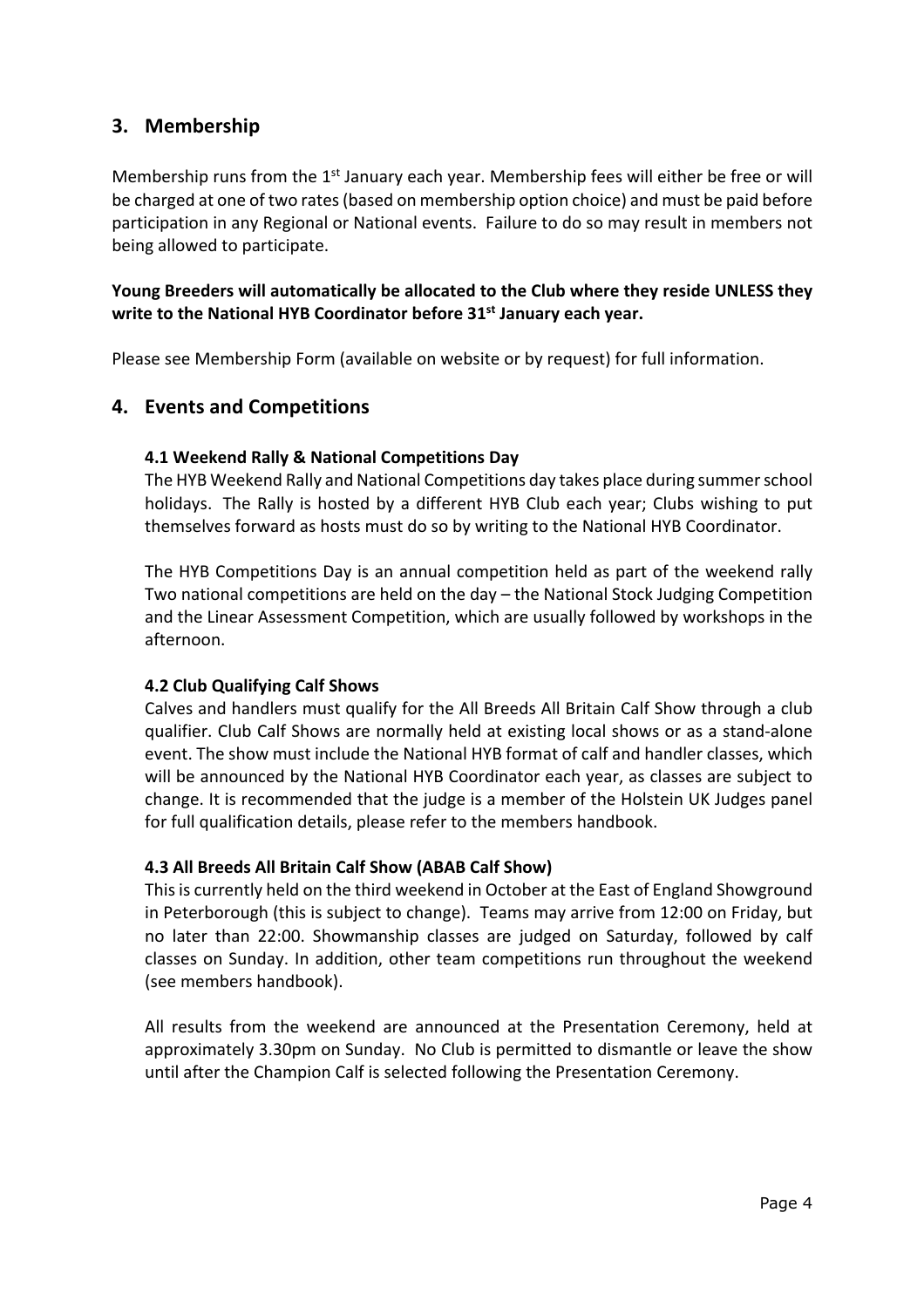## 3. Membership

Membership runs from the 1st January each year. Membership fees will either be free or will be charged at one of two rates (based on membership option choice) and must be paid before participation in any Regional or National events. Failure to do so may result in members not being allowed to participate.

**Young Breeders will automatically be allocated to the Club where they reside UNLESS they write to the National HYB Coordinator before 31st January each year.**

Please see Membership Form (available on website or by request) for full information.

## 4. Events and Competitions

### 4.1 Weekend Rally & National Competitions Day

The HYB Weekend Rally and National Competitions day takes place during summer school holidays. The Rally is hosted by a different HYB Club each year; Clubs wishing to put themselves forward as hosts must do so by writing to the National HYB Coordinator.

The HYB Competitions Day is an annual competition held as part of the weekend rally Two national competitions are held on the day – the National Stock Judging Competition and the Linear Assessment Competition, which are usually followed by workshops in the afternoon.

### 4.2 Club Qualifying Calf Shows

Calves and handlers must qualify for the All Breeds All Britain Calf Show through a club qualifier. Club Calf Shows are normally held at existing local shows or as a stand-alone event. The show must include the National HYB format of calf and handler classes, which will be announced by the National HYB Coordinator each year, as classes are subject to change. It is recommended that the judge is a member of the Holstein UK Judges panel for full qualification details, please refer to the members handbook.

### 4.3 All Breeds All Britain Calf Show (ABAB Calf Show)

This is currently held on the third weekend in October at the East of England Showground in Peterborough (this is subject to change). Teams may arrive from 12:00 on Friday, but no later than 22:00. Showmanship classes are judged on Saturday, followed by calf classes on Sunday. In addition, other team competitions run throughout the weekend (see members handbook).

All results from the weekend are announced at the Presentation Ceremony, held at approximately 3.30pm on Sunday. No Club is permitted to dismantle or leave the show until after the Champion Calf is selected following the Presentation Ceremony.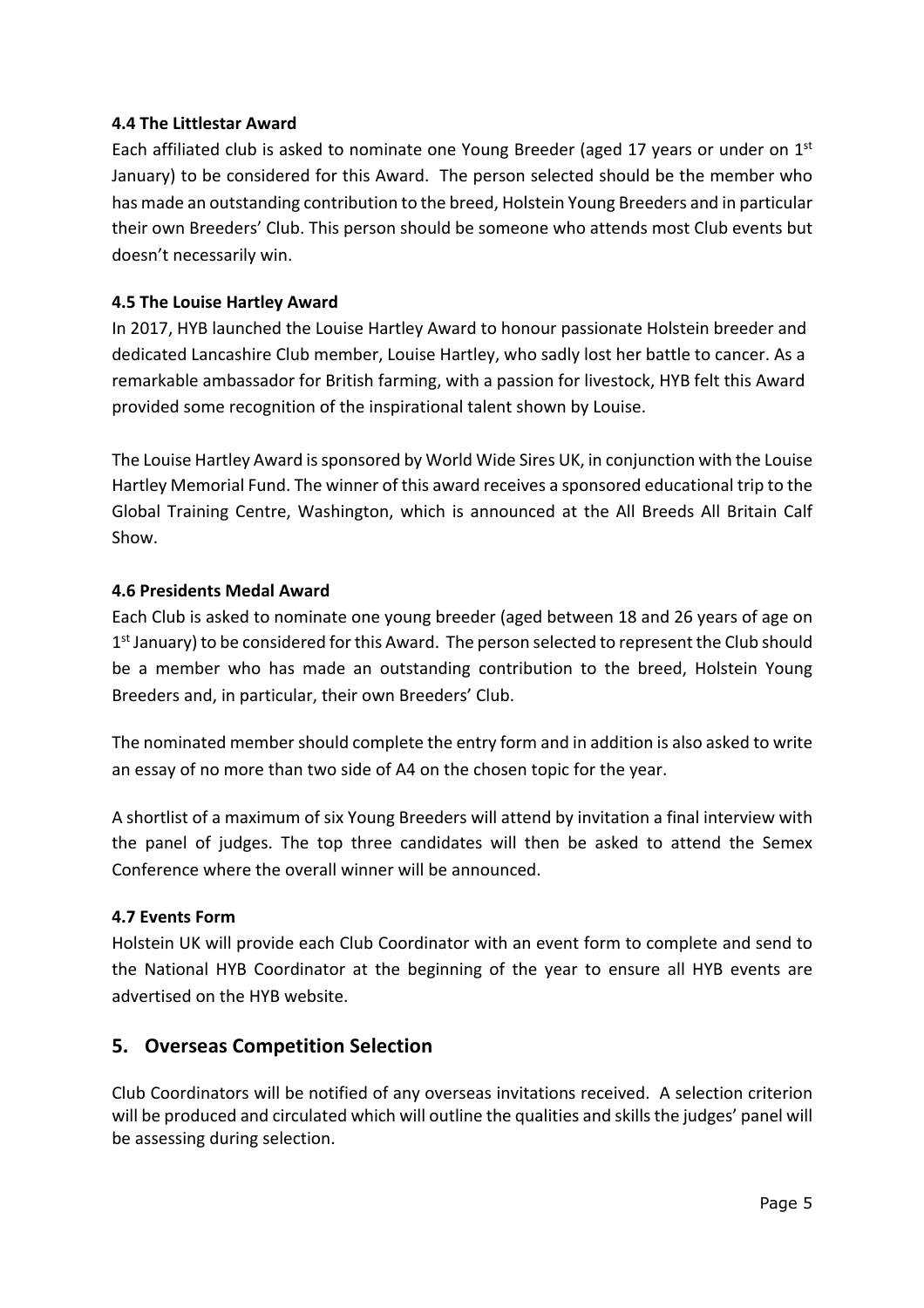### 4.4 The Littlestar Award

Each affiliated club is asked to nominate one Young Breeder (aged 17 years or under on 1st January) to be considered for this Award. The person selected should be the member who has made an outstanding contribution to the breed, Holstein Young Breeders and in particular their own Breeders' Club. This person should be someone who attends most Club events but doesn't necessarily win.

### 4.5 The Louise Hartley Award

In 2017, HYB launched the Louise Hartley Award to honour passionate Holstein breeder and dedicated Lancashire Club member, Louise Hartley, who sadly lost her battle to cancer. As a remarkable ambassador for British farming, with a passion for livestock, HYB felt this Award provided some recognition of the inspirational talent shown by Louise.

The Louise Hartley Award is sponsored by World Wide Sires UK, in conjunction with the Louise Hartley Memorial Fund. The winner of this award receives a sponsored educational trip to the Global Training Centre, Washington, which is announced at the All Breeds All Britain Calf Show.

### 4.6 Presidents Medal Award

Each Club is asked to nominate one young breeder (aged between 18 and 26 years of age on 1st January) to be considered for this Award. The person selected to represent the Club should be a member who has made an outstanding contribution to the breed, Holstein Young Breeders and, in particular, their own Breeders' Club.

The nominated member should complete the entry form and in addition is also asked to write an essay of no more than two side of A4 on the chosen topic for the year.

A shortlist of a maximum of six Young Breeders will attend by invitation a final interview with the panel of judges. The top three candidates will then be asked to attend the Semex Conference where the overall winner will be announced.

### 4.7 Events Form

Holstein UK will provide each Club Coordinator with an event form to complete and send to the National HYB Coordinator at the beginning of the year to ensure all HYB events are advertised on the HYB website.

## 5. Overseas Competition Selection

Club Coordinators will be notified of any overseas invitations received. A selection criterion will be produced and circulated which will outline the qualities and skills the judges' panel will be assessing during selection.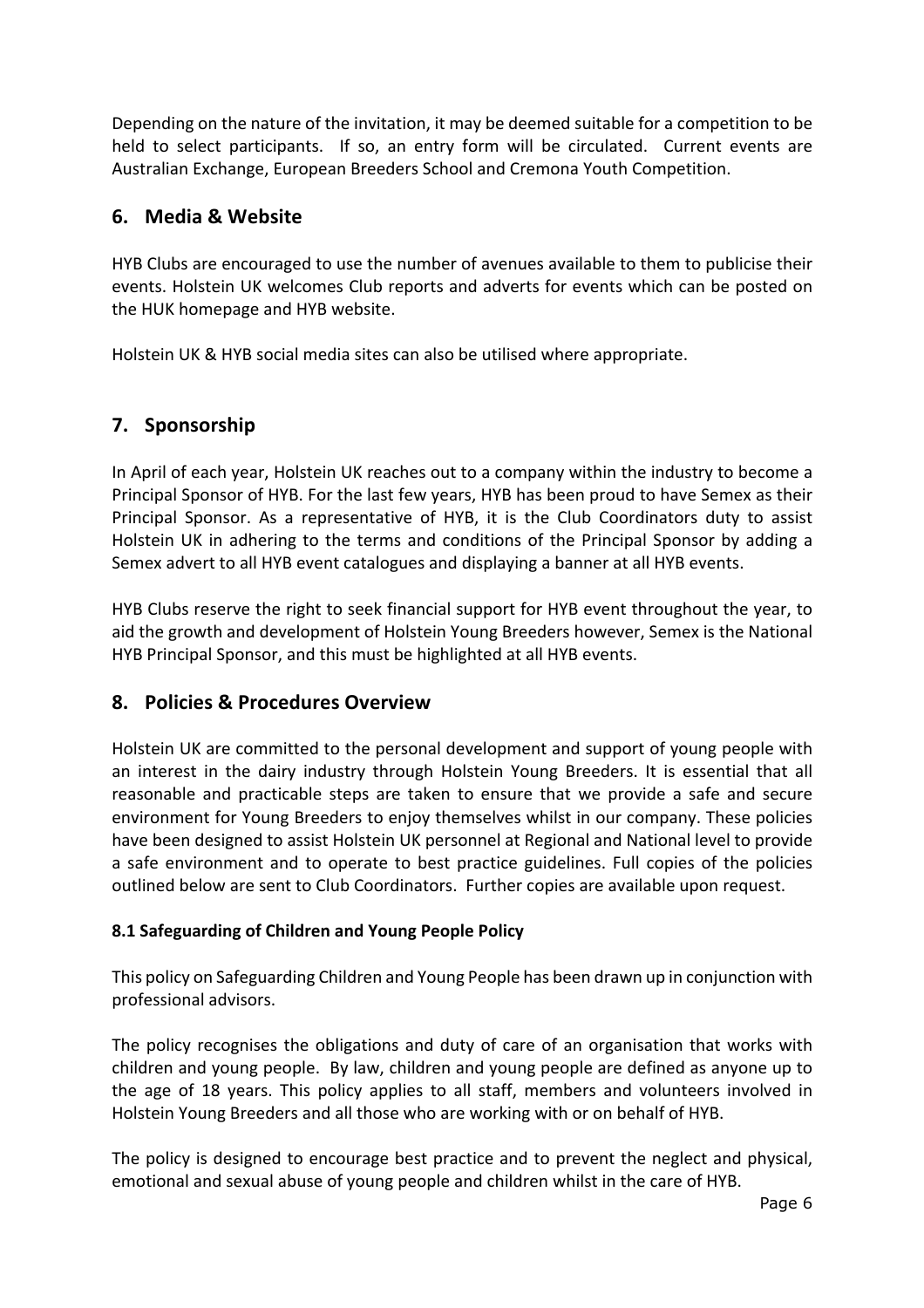Depending on the nature of the invitation, it may be deemed suitable for a competition to be held to select participants. If so, an entry form will be circulated. Current events are Australian Exchange, European Breeders School and Cremona Youth Competition.

## 6. Media & Website

HYB Clubs are encouraged to use the number of avenues available to them to publicise their events. Holstein UK welcomes Club reports and adverts for events which can be posted on the HUK homepage and HYB website.

Holstein UK & HYB social media sites can also be utilised where appropriate.

## 7. Sponsorship

In April of each year, Holstein UK reaches out to a company within the industry to become a Principal Sponsor of HYB. For the last few years, HYB has been proud to have Semex as their Principal Sponsor. As a representative of HYB, it is the Club Coordinators duty to assist Holstein UK in adhering to the terms and conditions of the Principal Sponsor by adding a Semex advert to all HYB event catalogues and displaying a banner at all HYB events.

HYB Clubs reserve the right to seek financial support for HYB event throughout the year, to aid the growth and development of Holstein Young Breeders however, Semex is the National HYB Principal Sponsor, and this must be highlighted at all HYB events.

## 8. Policies & Procedures Overview

Holstein UK are committed to the personal development and support of young people with an interest in the dairy industry through Holstein Young Breeders. It is essential that all reasonable and practicable steps are taken to ensure that we provide a safe and secure environment for Young Breeders to enjoy themselves whilst in our company. These policies have been designed to assist Holstein UK personnel at Regional and National level to provide a safe environment and to operate to best practice guidelines. Full copies of the policies outlined below are sent to Club Coordinators. Further copies are available upon request.

#### 8.1 Safeguarding of Children and Young People Policy

This policy on Safeguarding Children and Young People has been drawn up in conjunction with professional advisors.

The policy recognises the obligations and duty of care of an organisation that works with children and young people. By law, children and young people are defined as anyone up to the age of 18 years. This policy applies to all staff, members and volunteers involved in Holstein Young Breeders and all those who are working with or on behalf of HYB.

The policy is designed to encourage best practice and to prevent the neglect and physical, emotional and sexual abuse of young people and children whilst in the care of HYB.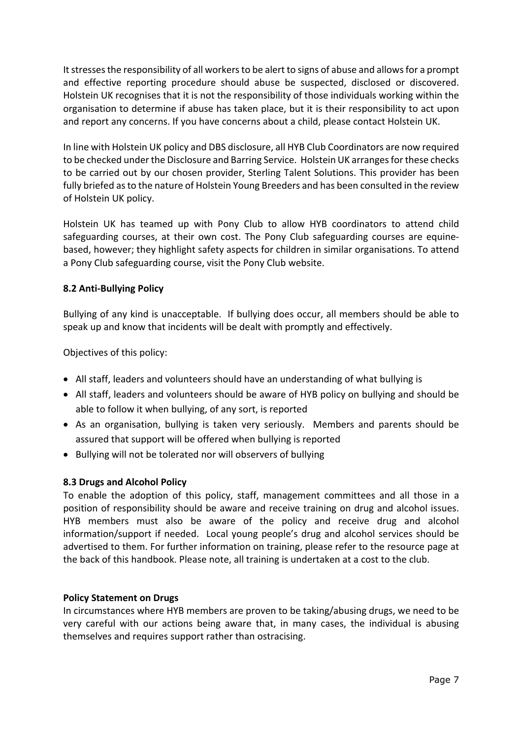It stresses the responsibility of all workers to be alert to signs of abuse and allows for a prompt and effective reporting procedure should abuse be suspected, disclosed or discovered. Holstein UK recognises that it is not the responsibility of those individuals working within the organisation to determine if abuse has taken place, but it is their responsibility to act upon and report any concerns. If you have concerns about a child, please contact Holstein UK.

In line with Holstein UK policy and DBS disclosure, all HYB Club Coordinators are now required to be checked under the Disclosure and Barring Service. Holstein UK arranges for these checks to be carried out by our chosen provider, Sterling Talent Solutions. This provider has been fully briefed as to the nature of Holstein Young Breeders and has been consulted in the review of Holstein UK policy.

Holstein UK has teamed up with Pony Club to allow HYB coordinators to attend child safeguarding courses, at their own cost. The Pony Club safeguarding courses are equine-based, however; they highlight safety aspects for children in similar organisations. To attend a Pony Club safeguarding course, visit the Pony Club website.

### 8.2 Anti-Bullying Policy

Bullying of any kind is unacceptable. If bullying does occur, all members should be able to speak up and know that incidents will be dealt with promptly and effectively.

Objectives of this policy:

- All staff, leaders and volunteers should have an understanding of what bullying is
- All staff, leaders and volunteers should be aware of HYB policy on bullying and should be able to follow it when bullying, of any sort, is reported
- As an organisation, bullying is taken very seriously. Members and parents should be assured that support will be offered when bullying is reported
- Bullying will not be tolerated nor will observers of bullying

### 8.3 Drugs and Alcohol Policy

To enable the adoption of this policy, staff, management committees and all those in a position of responsibility should be aware and receive training on drug and alcohol issues. HYB members must also be aware of the policy and receive drug and alcohol information/support if needed. Local young people's drug and alcohol services should be advertised to them. For further information on training, please refer to the resource page at the back of this handbook. Please note, all training is undertaken at a cost to the club.

**Policy Statement on Drugs**

In circumstances where HYB members are proven to be taking/abusing drugs, we need to be very careful with our actions being aware that, in many cases, the individual is abusing themselves and requires support rather than ostracising.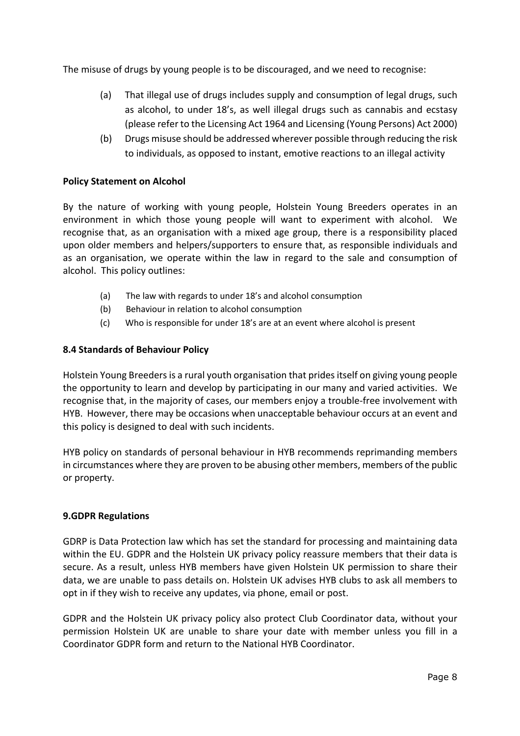The misuse of drugs by young people is to be discouraged, and we need to recognise:

(a) That illegal use of drugs includes supply and consumption of legal drugs, such as alcohol, to under 18's, as well illegal drugs such as cannabis and ecstasy (please refer to the Licensing Act 1964 and Licensing (Young Persons) Act 2000)

(b) Drugs misuse should be addressed wherever possible through reducing the risk to individuals, as opposed to instant, emotive reactions to an illegal activity

**Policy Statement on Alcohol**

By the nature of working with young people, Holstein Young Breeders operates in an environment in which those young people will want to experiment with alcohol. We recognise that, as an organisation with a mixed age group, there is a responsibility placed upon older members and helpers/supporters to ensure that, as responsible individuals and as an organisation, we operate within the law in regard to the sale and consumption of alcohol. This policy outlines:

(a) The law with regards to under 18's and alcohol consumption

(b) Behaviour in relation to alcohol consumption

(c) Who is responsible for under 18's are at an event where alcohol is present

### 8.4 Standards of Behaviour Policy

Holstein Young Breeders is a rural youth organisation that prides itself on giving young people the opportunity to learn and develop by participating in our many and varied activities. We recognise that, in the majority of cases, our members enjoy a trouble-free involvement with HYB. However, there may be occasions when unacceptable behaviour occurs at an event and this policy is designed to deal with such incidents.

HYB policy on standards of personal behaviour in HYB recommends reprimanding members in circumstances where they are proven to be abusing other members, members of the public or property.

## 9.GDPR Regulations

GDRP is Data Protection law which has set the standard for processing and maintaining data within the EU. GDPR and the Holstein UK privacy policy reassure members that their data is secure. As a result, unless HYB members have given Holstein UK permission to share their data, we are unable to pass details on. Holstein UK advises HYB clubs to ask all members to opt in if they wish to receive any updates, via phone, email or post.

GDPR and the Holstein UK privacy policy also protect Club Coordinator data, without your permission Holstein UK are unable to share your date with member unless you fill in a Coordinator GDPR form and return to the National HYB Coordinator.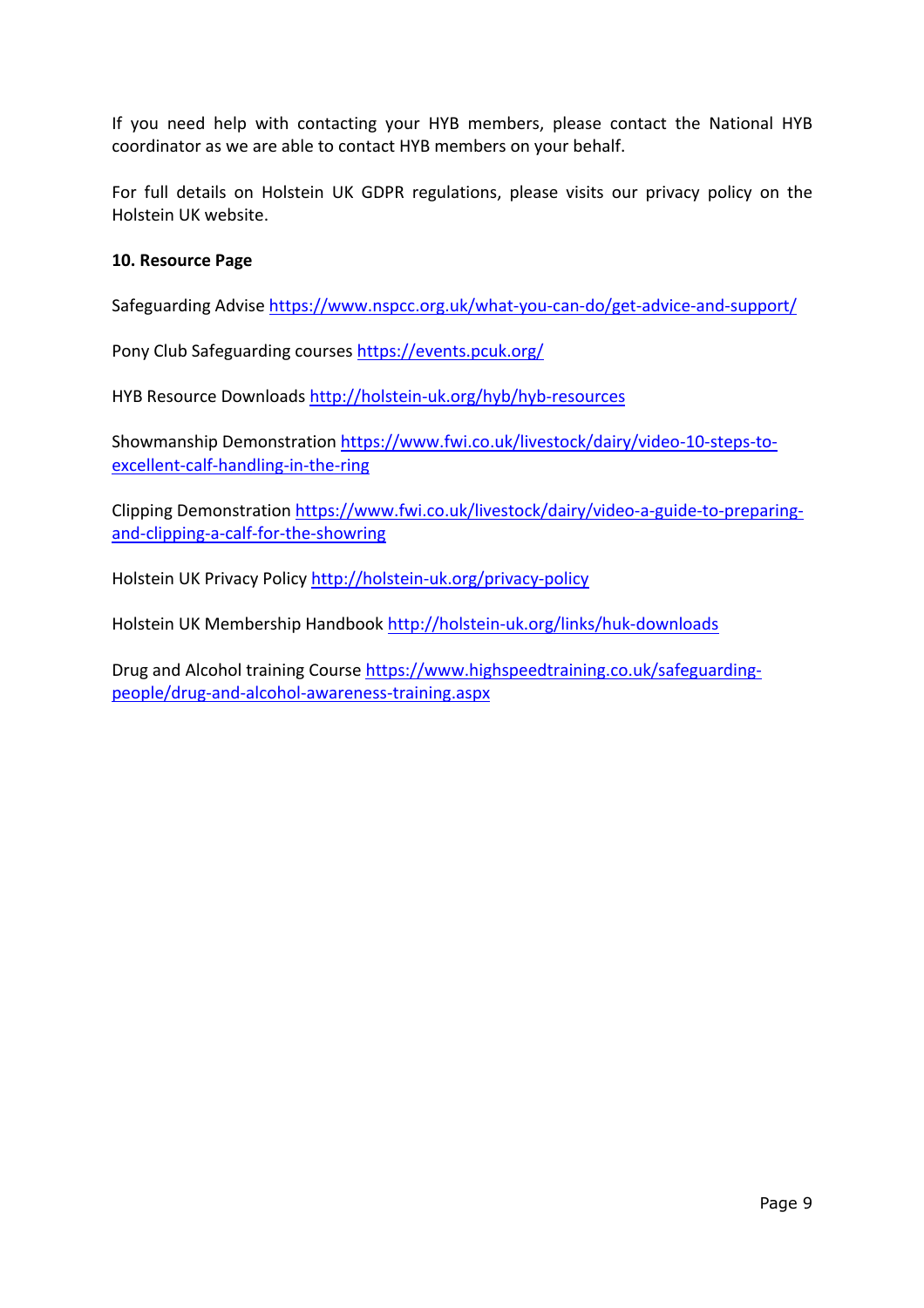If you need help with contacting your HYB members, please contact the National HYB coordinator as we are able to contact HYB members on your behalf.

For full details on Holstein UK GDPR regulations, please visits our privacy policy on the Holstein UK website.

**10. Resource Page**

Safeguarding Advise https://www.nspcc.org.uk/what-you-can-do/get-advice-and-support/

Pony Club Safeguarding courses https://events.pcuk.org/

HYB Resource Downloads http://holstein-uk.org/hyb/hyb-resources

Showmanship Demonstration https://www.fwi.co.uk/livestock/dairy/video-10-steps-to-excellent-calf-handling-in-the-ring

Clipping Demonstration https://www.fwi.co.uk/livestock/dairy/video-a-guide-to-preparing-and-clipping-a-calf-for-the-showring

Holstein UK Privacy Policy http://holstein-uk.org/privacy-policy

Holstein UK Membership Handbook http://holstein-uk.org/links/huk-downloads

Drug and Alcohol training Course https://www.highspeedtraining.co.uk/safeguarding-people/drug-and-alcohol-awareness-training.aspx